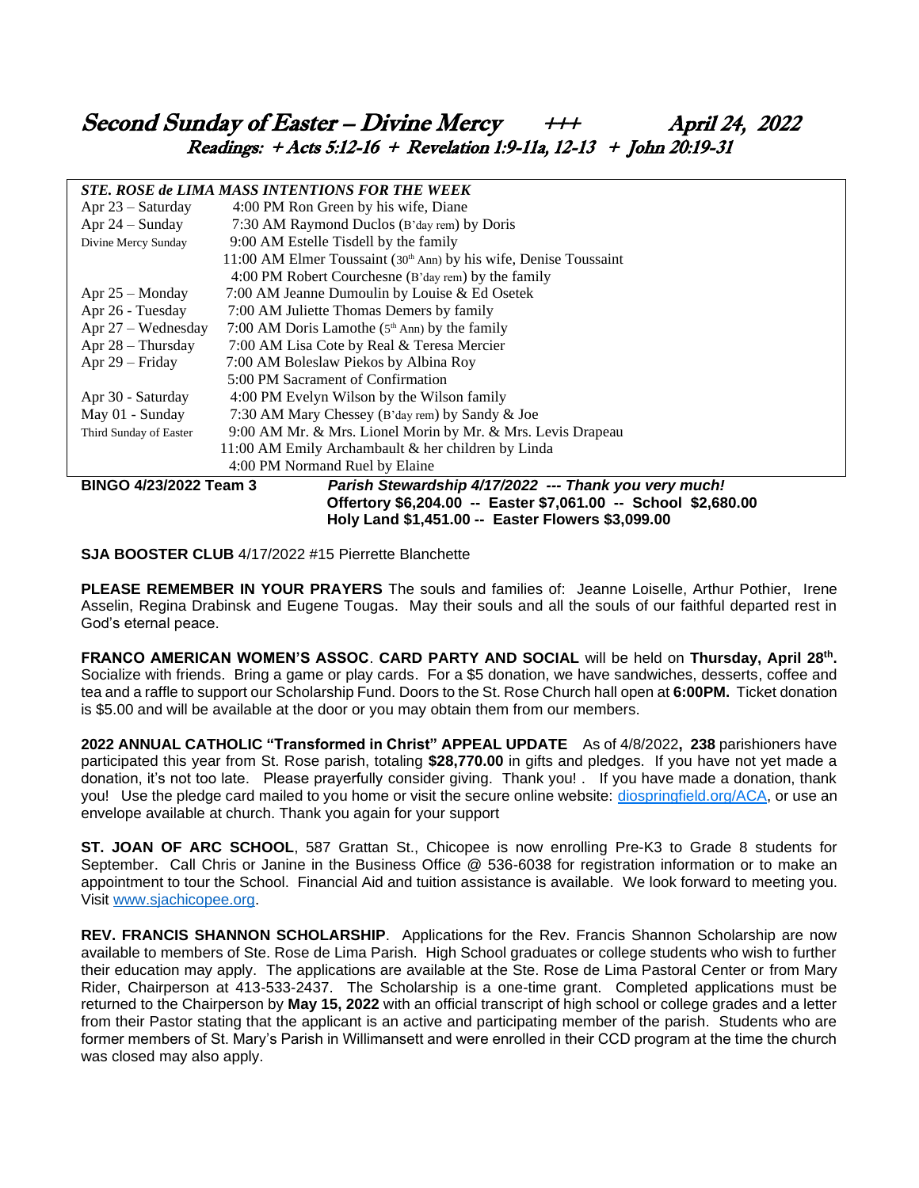# Second Sunday of Easter – Divine Mercy +++ April 24, 2022

### Readings: + Acts 5:12-16 + Revelation 1:9-11a, 12-13 + John 20:19-31

***STE. ROSE de LIMA MASS INTENTIONS FOR THE WEEK***

| | |
|---|---|
| Apr 23 – Saturday | 4:00 PM Ron Green by his wife, Diane |
| Apr 24 – Sunday | 7:30 AM Raymond Duclos (B'day rem) by Doris |
| Divine Mercy Sunday | 9:00 AM Estelle Tisdell by the family |
| | 11:00 AM Elmer Toussaint (30th Ann) by his wife, Denise Toussaint |
| | 4:00 PM Robert Courchesne (B'day rem) by the family |
| Apr 25 – Monday | 7:00 AM Jeanne Dumoulin by Louise & Ed Osetek |
| Apr 26 - Tuesday | 7:00 AM Juliette Thomas Demers by family |
| Apr 27 – Wednesday | 7:00 AM Doris Lamothe (5th Ann) by the family |
| Apr 28 – Thursday | 7:00 AM Lisa Cote by Real & Teresa Mercier |
| Apr 29 – Friday | 7:00 AM Boleslaw Piekos by Albina Roy |
| | 5:00 PM Sacrament of Confirmation |
| Apr 30 - Saturday | 4:00 PM Evelyn Wilson by the Wilson family |
| May 01 - Sunday | 7:30 AM Mary Chessey (B'day rem) by Sandy & Joe |
| Third Sunday of Easter | 9:00 AM Mr. & Mrs. Lionel Morin by Mr. & Mrs. Levis Drapeau |
| | 11:00 AM Emily Archambault & her children by Linda |
| | 4:00 PM Normand Ruel by Elaine |

**BINGO 4/23/2022 Team 3**

***Parish Stewardship 4/17/2022 --- Thank you very much!***
**Offertory $6,204.00 -- Easter $7,061.00 -- School $2,680.00**
**Holy Land $1,451.00 -- Easter Flowers $3,099.00**

**SJA BOOSTER CLUB** 4/17/2022 #15 Pierrette Blanchette

**PLEASE REMEMBER IN YOUR PRAYERS** The souls and families of: Jeanne Loiselle, Arthur Pothier, Irene Asselin, Regina Drabinsk and Eugene Tougas. May their souls and all the souls of our faithful departed rest in God's eternal peace.

**FRANCO AMERICAN WOMEN'S ASSOC**. **CARD PARTY AND SOCIAL** will be held on **Thursday, April 28th.** Socialize with friends. Bring a game or play cards. For a $5 donation, we have sandwiches, desserts, coffee and tea and a raffle to support our Scholarship Fund. Doors to the St. Rose Church hall open at **6:00PM.** Ticket donation is $5.00 and will be available at the door or you may obtain them from our members.

**2022 ANNUAL CATHOLIC "Transformed in Christ" APPEAL UPDATE** As of 4/8/2022**, 238** parishioners have participated this year from St. Rose parish, totaling **$28,770.00** in gifts and pledges. If you have not yet made a donation, it's not too late. Please prayerfully consider giving. Thank you! . If you have made a donation, thank you! Use the pledge card mailed to you home or visit the secure online website: diospringfield.org/ACA, or use an envelope available at church. Thank you again for your support

**ST. JOAN OF ARC SCHOOL**, 587 Grattan St., Chicopee is now enrolling Pre-K3 to Grade 8 students for September. Call Chris or Janine in the Business Office @ 536-6038 for registration information or to make an appointment to tour the School. Financial Aid and tuition assistance is available. We look forward to meeting you. Visit www.sjachicopee.org.

**REV. FRANCIS SHANNON SCHOLARSHIP**. Applications for the Rev. Francis Shannon Scholarship are now available to members of Ste. Rose de Lima Parish. High School graduates or college students who wish to further their education may apply. The applications are available at the Ste. Rose de Lima Pastoral Center or from Mary Rider, Chairperson at 413-533-2437. The Scholarship is a one-time grant. Completed applications must be returned to the Chairperson by **May 15, 2022** with an official transcript of high school or college grades and a letter from their Pastor stating that the applicant is an active and participating member of the parish. Students who are former members of St. Mary's Parish in Willimansett and were enrolled in their CCD program at the time the church was closed may also apply.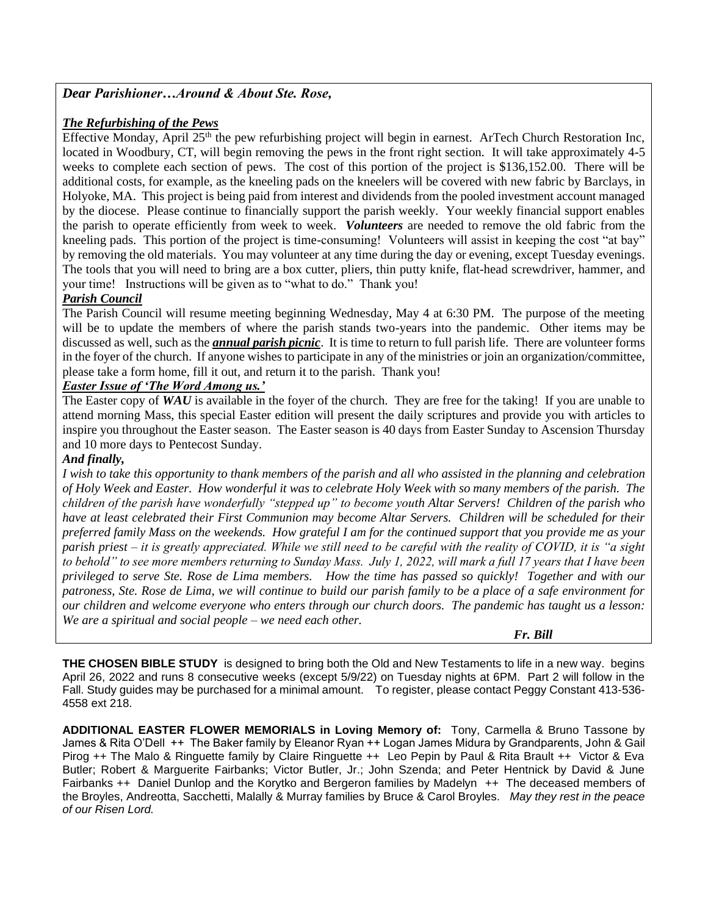***Dear Parishioner…Around & About Ste. Rose,***

***The Refurbishing of the Pews***

Effective Monday, April 25th the pew refurbishing project will begin in earnest. ArTech Church Restoration Inc, located in Woodbury, CT, will begin removing the pews in the front right section. It will take approximately 4-5 weeks to complete each section of pews. The cost of this portion of the project is $136,152.00. There will be additional costs, for example, as the kneeling pads on the kneelers will be covered with new fabric by Barclays, in Holyoke, MA. This project is being paid from interest and dividends from the pooled investment account managed by the diocese. Please continue to financially support the parish weekly. Your weekly financial support enables the parish to operate efficiently from week to week. ***Volunteers*** are needed to remove the old fabric from the kneeling pads. This portion of the project is time-consuming! Volunteers will assist in keeping the cost "at bay" by removing the old materials. You may volunteer at any time during the day or evening, except Tuesday evenings. The tools that you will need to bring are a box cutter, pliers, thin putty knife, flat-head screwdriver, hammer, and your time! Instructions will be given as to "what to do." Thank you!

***Parish Council***

The Parish Council will resume meeting beginning Wednesday, May 4 at 6:30 PM. The purpose of the meeting will be to update the members of where the parish stands two-years into the pandemic. Other items may be discussed as well, such as the ***annual parish picnic***. It is time to return to full parish life. There are volunteer forms in the foyer of the church. If anyone wishes to participate in any of the ministries or join an organization/committee, please take a form home, fill it out, and return it to the parish. Thank you!

***Easter Issue of 'The Word Among us.'***

The Easter copy of ***WAU*** is available in the foyer of the church. They are free for the taking! If you are unable to attend morning Mass, this special Easter edition will present the daily scriptures and provide you with articles to inspire you throughout the Easter season. The Easter season is 40 days from Easter Sunday to Ascension Thursday and 10 more days to Pentecost Sunday.

***And finally,***

*I wish to take this opportunity to thank members of the parish and all who assisted in the planning and celebration of Holy Week and Easter. How wonderful it was to celebrate Holy Week with so many members of the parish. The children of the parish have wonderfully "stepped up" to become youth Altar Servers! Children of the parish who have at least celebrated their First Communion may become Altar Servers. Children will be scheduled for their preferred family Mass on the weekends. How grateful I am for the continued support that you provide me as your parish priest – it is greatly appreciated. While we still need to be careful with the reality of COVID, it is "a sight to behold" to see more members returning to Sunday Mass. July 1, 2022, will mark a full 17 years that I have been privileged to serve Ste. Rose de Lima members. How the time has passed so quickly! Together and with our patroness, Ste. Rose de Lima, we will continue to build our parish family to be a place of a safe environment for our children and welcome everyone who enters through our church doors. The pandemic has taught us a lesson: We are a spiritual and social people – we need each other.*

***Fr. Bill***

**THE CHOSEN BIBLE STUDY** is designed to bring both the Old and New Testaments to life in a new way. begins April 26, 2022 and runs 8 consecutive weeks (except 5/9/22) on Tuesday nights at 6PM. Part 2 will follow in the Fall. Study guides may be purchased for a minimal amount. To register, please contact Peggy Constant 413-536-4558 ext 218.

**ADDITIONAL EASTER FLOWER MEMORIALS in Loving Memory of:** Tony, Carmella & Bruno Tassone by James & Rita O'Dell ++ The Baker family by Eleanor Ryan ++ Logan James Midura by Grandparents, John & Gail Pirog ++ The Malo & Ringuette family by Claire Ringuette ++ Leo Pepin by Paul & Rita Brault ++ Victor & Eva Butler; Robert & Marguerite Fairbanks; Victor Butler, Jr.; John Szenda; and Peter Hentnick by David & June Fairbanks ++ Daniel Dunlop and the Korytko and Bergeron families by Madelyn ++ The deceased members of the Broyles, Andreotta, Sacchetti, Malally & Murray families by Bruce & Carol Broyles. *May they rest in the peace of our Risen Lord.*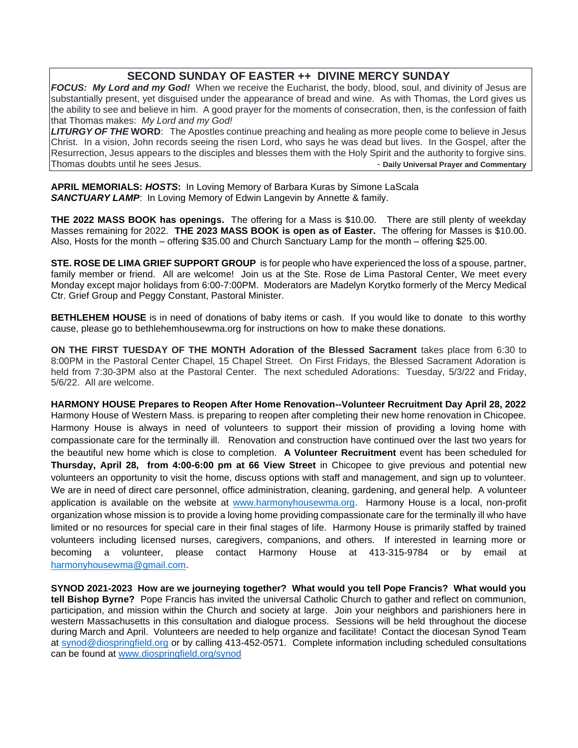## SECOND SUNDAY OF EASTER ++ DIVINE MERCY SUNDAY

***FOCUS: My Lord and my God!*** When we receive the Eucharist, the body, blood, soul, and divinity of Jesus are substantially present, yet disguised under the appearance of bread and wine. As with Thomas, the Lord gives us the ability to see and believe in him. A good prayer for the moments of consecration, then, is the confession of faith that Thomas makes: *My Lord and my God!*

***LITURGY OF THE* WORD**: The Apostles continue preaching and healing as more people come to believe in Jesus Christ. In a vision, John records seeing the risen Lord, who says he was dead but lives. In the Gospel, after the Resurrection, Jesus appears to the disciples and blesses them with the Holy Spirit and the authority to forgive sins. Thomas doubts until he sees Jesus. - **Daily Universal Prayer and Commentary**

**APRIL MEMORIALS: *HOSTS*:** In Loving Memory of Barbara Kuras by Simone LaScala
***SANCTUARY LAMP***: In Loving Memory of Edwin Langevin by Annette & family.

**THE 2022 MASS BOOK has openings.** The offering for a Mass is $10.00. There are still plenty of weekday Masses remaining for 2022. **THE 2023 MASS BOOK is open as of Easter.** The offering for Masses is $10.00. Also, Hosts for the month – offering $35.00 and Church Sanctuary Lamp for the month – offering $25.00.

**STE. ROSE DE LIMA GRIEF SUPPORT GROUP** is for people who have experienced the loss of a spouse, partner, family member or friend. All are welcome! Join us at the Ste. Rose de Lima Pastoral Center, We meet every Monday except major holidays from 6:00-7:00PM. Moderators are Madelyn Korytko formerly of the Mercy Medical Ctr. Grief Group and Peggy Constant, Pastoral Minister.

**BETHLEHEM HOUSE** is in need of donations of baby items or cash. If you would like to donate to this worthy cause, please go to bethlehemhousewma.org for instructions on how to make these donations.

**ON THE FIRST TUESDAY OF THE MONTH Adoration of the Blessed Sacrament** takes place from 6:30 to 8:00PM in the Pastoral Center Chapel, 15 Chapel Street. On First Fridays, the Blessed Sacrament Adoration is held from 7:30-3PM also at the Pastoral Center. The next scheduled Adorations: Tuesday, 5/3/22 and Friday, 5/6/22. All are welcome.

**HARMONY HOUSE Prepares to Reopen After Home Renovation--Volunteer Recruitment Day April 28, 2022**
Harmony House of Western Mass. is preparing to reopen after completing their new home renovation in Chicopee. Harmony House is always in need of volunteers to support their mission of providing a loving home with compassionate care for the terminally ill. Renovation and construction have continued over the last two years for the beautiful new home which is close to completion. **A Volunteer Recruitment** event has been scheduled for **Thursday, April 28, from 4:00-6:00 pm at 66 View Street** in Chicopee to give previous and potential new volunteers an opportunity to visit the home, discuss options with staff and management, and sign up to volunteer. We are in need of direct care personnel, office administration, cleaning, gardening, and general help. A volunteer application is available on the website at www.harmonyhousewma.org. Harmony House is a local, non-profit organization whose mission is to provide a loving home providing compassionate care for the terminally ill who have limited or no resources for special care in their final stages of life. Harmony House is primarily staffed by trained volunteers including licensed nurses, caregivers, companions, and others. If interested in learning more or becoming a volunteer, please contact Harmony House at 413-315-9784 or by email at harmonyhousewma@gmail.com.

**SYNOD 2021-2023 How are we journeying together? What would you tell Pope Francis? What would you tell Bishop Byrne?** Pope Francis has invited the universal Catholic Church to gather and reflect on communion, participation, and mission within the Church and society at large. Join your neighbors and parishioners here in western Massachusetts in this consultation and dialogue process. Sessions will be held throughout the diocese during March and April. Volunteers are needed to help organize and facilitate! Contact the diocesan Synod Team at synod@diospringfield.org or by calling 413-452-0571. Complete information including scheduled consultations can be found at www.diospringfield.org/synod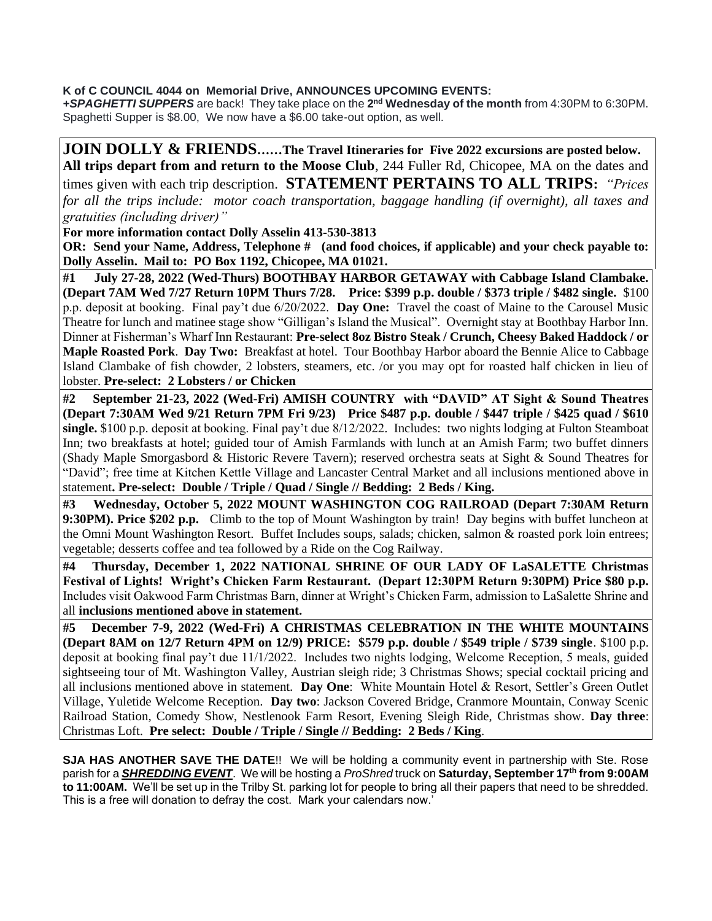**K of C COUNCIL 4044 on Memorial Drive, ANNOUNCES UPCOMING EVENTS:**
***+SPAGHETTI SUPPERS*** are back! They take place on the **2nd Wednesday of the month** from 4:30PM to 6:30PM. Spaghetti Supper is $8.00, We now have a $6.00 take-out option, as well.

**JOIN DOLLY & FRIENDS……The Travel Itineraries for Five 2022 excursions are posted below. All trips depart from and return to the Moose Club**, 244 Fuller Rd, Chicopee, MA on the dates and times given with each trip description. **STATEMENT PERTAINS TO ALL TRIPS:** *"Prices for all the trips include: motor coach transportation, baggage handling (if overnight), all taxes and gratuities (including driver)"*

**For more information contact Dolly Asselin 413-530-3813**

**OR: Send your Name, Address, Telephone # (and food choices, if applicable) and your check payable to: Dolly Asselin. Mail to: PO Box 1192, Chicopee, MA 01021.**

**#1 July 27-28, 2022 (Wed-Thurs) BOOTHBAY HARBOR GETAWAY with Cabbage Island Clambake. (Depart 7AM Wed 7/27 Return 10PM Thurs 7/28. Price: $399 p.p. double / $373 triple / $482 single.** $100 p.p. deposit at booking. Final pay't due 6/20/2022. **Day One:** Travel the coast of Maine to the Carousel Music Theatre for lunch and matinee stage show "Gilligan's Island the Musical". Overnight stay at Boothbay Harbor Inn. Dinner at Fisherman's Wharf Inn Restaurant: **Pre-select 8oz Bistro Steak / Crunch, Cheesy Baked Haddock / or Maple Roasted Pork**. **Day Two:** Breakfast at hotel. Tour Boothbay Harbor aboard the Bennie Alice to Cabbage Island Clambake of fish chowder, 2 lobsters, steamers, etc. /or you may opt for roasted half chicken in lieu of lobster. **Pre-select: 2 Lobsters / or Chicken**

**#2 September 21-23, 2022 (Wed-Fri) AMISH COUNTRY with "DAVID" AT Sight & Sound Theatres (Depart 7:30AM Wed 9/21 Return 7PM Fri 9/23) Price $487 p.p. double / $447 triple / $425 quad / $610 single.** $100 p.p. deposit at booking. Final pay't due 8/12/2022. Includes: two nights lodging at Fulton Steamboat Inn; two breakfasts at hotel; guided tour of Amish Farmlands with lunch at an Amish Farm; two buffet dinners (Shady Maple Smorgasbord & Historic Revere Tavern); reserved orchestra seats at Sight & Sound Theatres for "David"; free time at Kitchen Kettle Village and Lancaster Central Market and all inclusions mentioned above in statement**. Pre-select: Double / Triple / Quad / Single // Bedding: 2 Beds / King.**

**#3 Wednesday, October 5, 2022 MOUNT WASHINGTON COG RAILROAD (Depart 7:30AM Return 9:30PM). Price $202 p.p.** Climb to the top of Mount Washington by train! Day begins with buffet luncheon at the Omni Mount Washington Resort. Buffet Includes soups, salads; chicken, salmon & roasted pork loin entrees; vegetable; desserts coffee and tea followed by a Ride on the Cog Railway.

**#4 Thursday, December 1, 2022 NATIONAL SHRINE OF OUR LADY OF LaSALETTE Christmas Festival of Lights! Wright's Chicken Farm Restaurant. (Depart 12:30PM Return 9:30PM) Price $80 p.p.** Includes visit Oakwood Farm Christmas Barn, dinner at Wright's Chicken Farm, admission to LaSalette Shrine and all **inclusions mentioned above in statement.**

**#5 December 7-9, 2022 (Wed-Fri) A CHRISTMAS CELEBRATION IN THE WHITE MOUNTAINS (Depart 8AM on 12/7 Return 4PM on 12/9) PRICE: $579 p.p. double / $549 triple / $739 single**. $100 p.p. deposit at booking final pay't due 11/1/2022. Includes two nights lodging, Welcome Reception, 5 meals, guided sightseeing tour of Mt. Washington Valley, Austrian sleigh ride; 3 Christmas Shows; special cocktail pricing and all inclusions mentioned above in statement. **Day One**: White Mountain Hotel & Resort, Settler's Green Outlet Village, Yuletide Welcome Reception. **Day two**: Jackson Covered Bridge, Cranmore Mountain, Conway Scenic Railroad Station, Comedy Show, Nestlenook Farm Resort, Evening Sleigh Ride, Christmas show. **Day three**: Christmas Loft. **Pre select: Double / Triple / Single // Bedding: 2 Beds / King**.

**SJA HAS ANOTHER SAVE THE DATE**!! We will be holding a community event in partnership with Ste. Rose parish for a ***SHREDDING EVENT***. We will be hosting a *ProShred* truck on **Saturday, September 17th from 9:00AM to 11:00AM.** We'll be set up in the Trilby St. parking lot for people to bring all their papers that need to be shredded. This is a free will donation to defray the cost. Mark your calendars now.'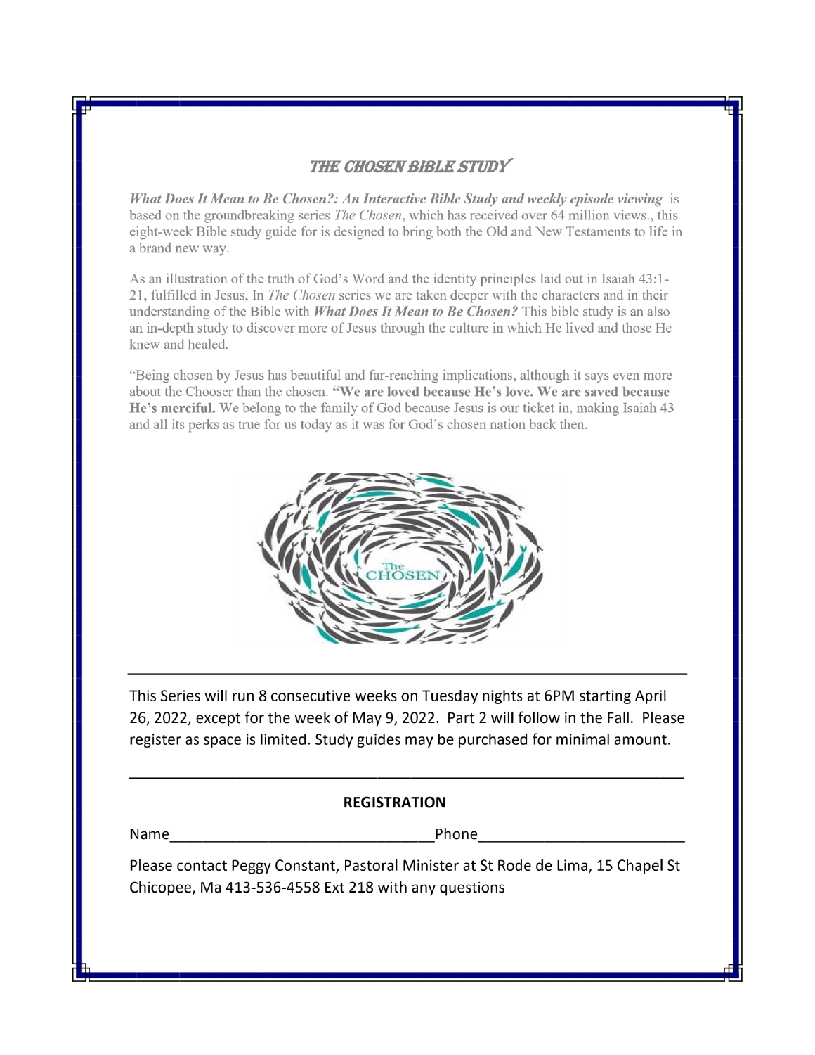## THE CHOSEN BIBLE STUDY

***What Does It Mean to Be Chosen?: An Interactive Bible Study and weekly episode viewing*** is based on the groundbreaking series *The Chosen*, which has received over 64 million views., this eight-week Bible study guide for is designed to bring both the Old and New Testaments to life in a brand new way.

As an illustration of the truth of God's Word and the identity principles laid out in Isaiah 43:1-21, fulfilled in Jesus, In *The Chosen* series we are taken deeper with the characters and in their understanding of the Bible with ***What Does It Mean to Be Chosen?*** This bible study is an also an in-depth study to discover more of Jesus through the culture in which He lived and those He knew and healed.

"Being chosen by Jesus has beautiful and far-reaching implications, although it says even more about the Chooser than the chosen. **"We are loved because He's love. We are saved because He's merciful.** We belong to the family of God because Jesus is our ticket in, making Isaiah 43 and all its perks as true for us today as it was for God's chosen nation back then.

---

This Series will run 8 consecutive weeks on Tuesday nights at 6PM starting April 26, 2022, except for the week of May 9, 2022. Part 2 will follow in the Fall. Please register as space is limited. Study guides may be purchased for minimal amount.

---

**REGISTRATION**

Name________________________________Phone__________________________

Please contact Peggy Constant, Pastoral Minister at St Rode de Lima, 15 Chapel St Chicopee, Ma 413-536-4558 Ext 218 with any questions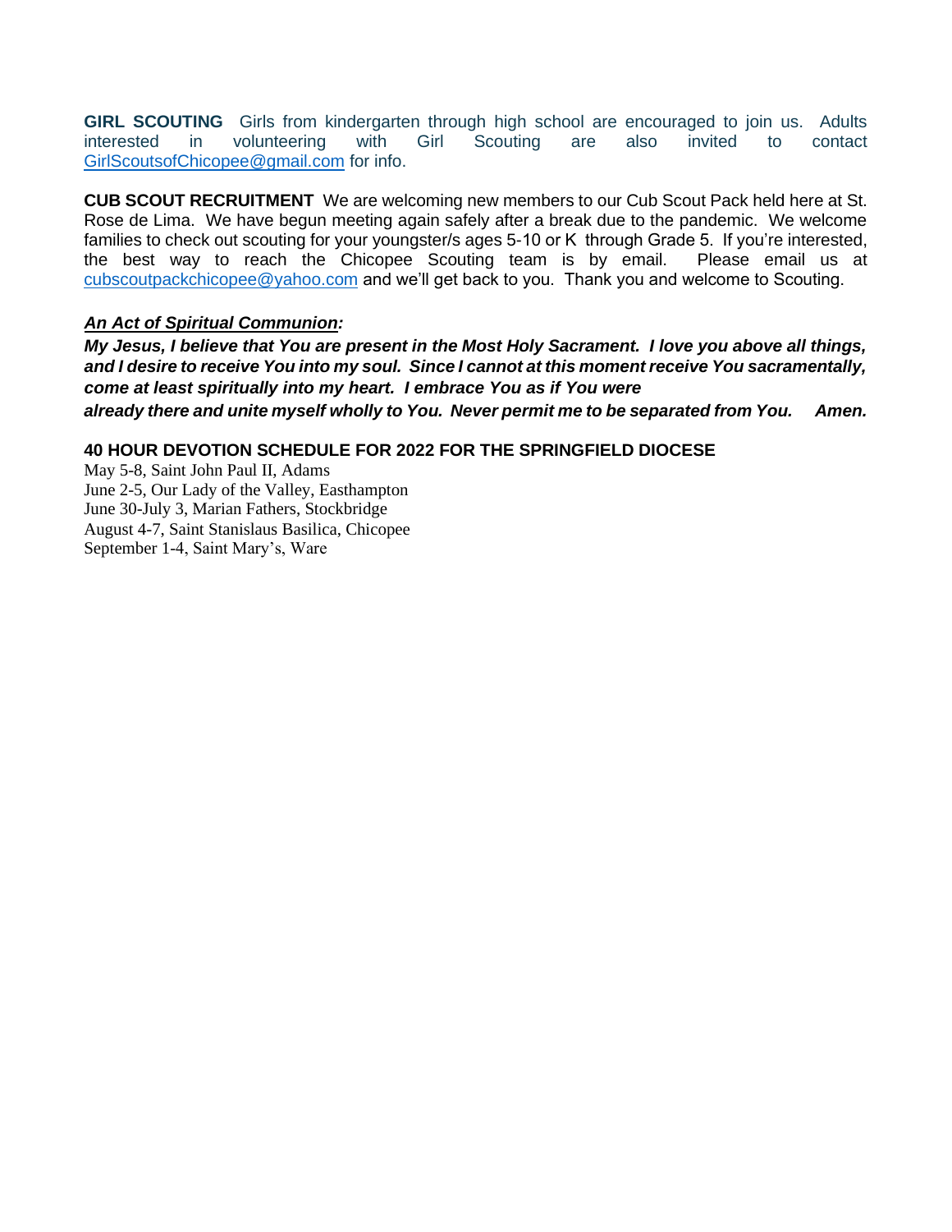**GIRL SCOUTING** Girls from kindergarten through high school are encouraged to join us. Adults interested in volunteering with Girl Scouting are also invited to contact GirlScoutsofChicopee@gmail.com for info.

**CUB SCOUT RECRUITMENT** We are welcoming new members to our Cub Scout Pack held here at St. Rose de Lima. We have begun meeting again safely after a break due to the pandemic. We welcome families to check out scouting for your youngster/s ages 5-10 or K through Grade 5. If you're interested, the best way to reach the Chicopee Scouting team is by email. Please email us at cubscoutpackchicopee@yahoo.com and we'll get back to you. Thank you and welcome to Scouting.

***An Act of Spiritual Communion:***

***My Jesus, I believe that You are present in the Most Holy Sacrament. I love you above all things, and I desire to receive You into my soul. Since I cannot at this moment receive You sacramentally, come at least spiritually into my heart. I embrace You as if You were already there and unite myself wholly to You. Never permit me to be separated from You. Amen.***

**40 HOUR DEVOTION SCHEDULE FOR 2022 FOR THE SPRINGFIELD DIOCESE**

May 5-8, Saint John Paul II, Adams
June 2-5, Our Lady of the Valley, Easthampton
June 30-July 3, Marian Fathers, Stockbridge
August 4-7, Saint Stanislaus Basilica, Chicopee
September 1-4, Saint Mary's, Ware